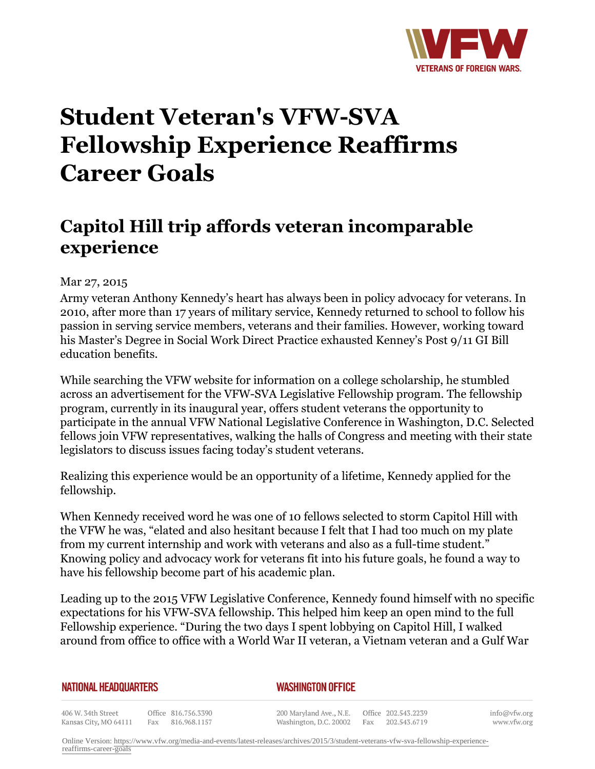# Student Veteran's VFW-SVA Fellowship Experience Reaffirms Career Goals

## Capitol Hill trip affords veteran incomparable experience

Mar 27, 2015

Army veteran Anthony Kennedy's heart has always been in policy advocacy for veterans. In 2010, after more than 17 years of military service, Kennedy returned to school to follow his passion in serving service members, veterans and their families. However, working toward his Master's Degree in Social Work Direct Practice exhausted Kenney's Post 9/11 GI Bill education benefits.

While searching the VFW website for information on a college scholarship, he stumbled across an advertisement for the VFW-SVA Legislative Fellowship program. The fellowship program, currently in its inaugural year, offers student veterans the opportunity to participate in the annual VFW National Legislative Conference in Washington, D.C. Selected fellows join VFW representatives, walking the halls of Congress and meeting with their state legislators to discuss issues facing today's student veterans.

Realizing this experience would be an opportunity of a lifetime, Kennedy applied for the fellowship.

When Kennedy received word he was one of 10 fellows selected to storm Capitol Hill with the VFW he was, "elated and also hesitant because I felt that I had too much on my plate from my current internship and work with veterans and also as a full-time student." Knowing policy and advocacy work for veterans fit into his future goals, he found a way to have his fellowship become part of his academic plan.

Leading up to the 2015 VFW Legislative Conference, Kennedy found himself with no specific expectations for his VFW-SVA fellowship. This helped him keep an open mind to the full Fellowship experience. "During the two days I spent lobbying on Capitol Hill, I walked around from office to office with a World War II veteran, a Vietnam veteran and a Gulf War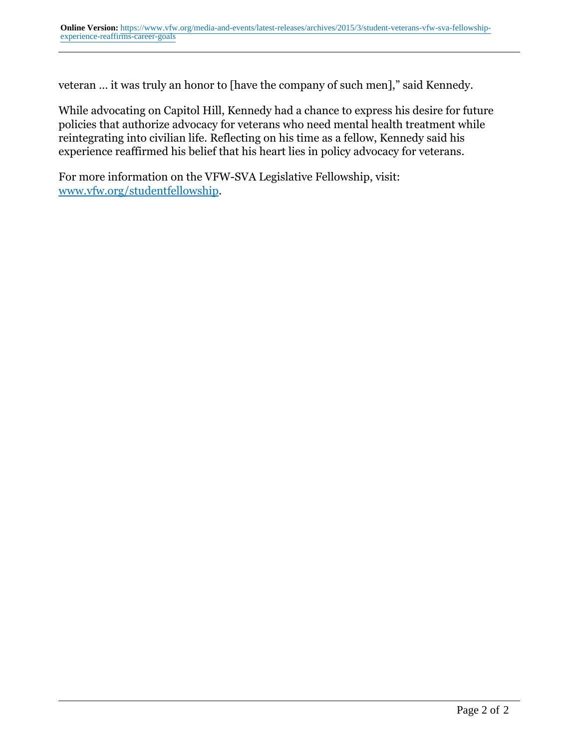veteran … it was truly an honor to [have the company of such men],” said Kennedy.

While advocating on Capitol Hill, Kennedy had a chance to express his desire for future policies that authorize advocacy for veterans who need mental health treatment while reintegrating into civilian life. Reflecting on his time as a fellow, Kennedy said his experience reaffirmed his belief that his heart lies in policy advocacy for veterans.

For more information on the VFW-SVA Legislative Fellowship, visit: [www.vfw.org/studentfellowship](http://www.vfw.org/studentfellowship).